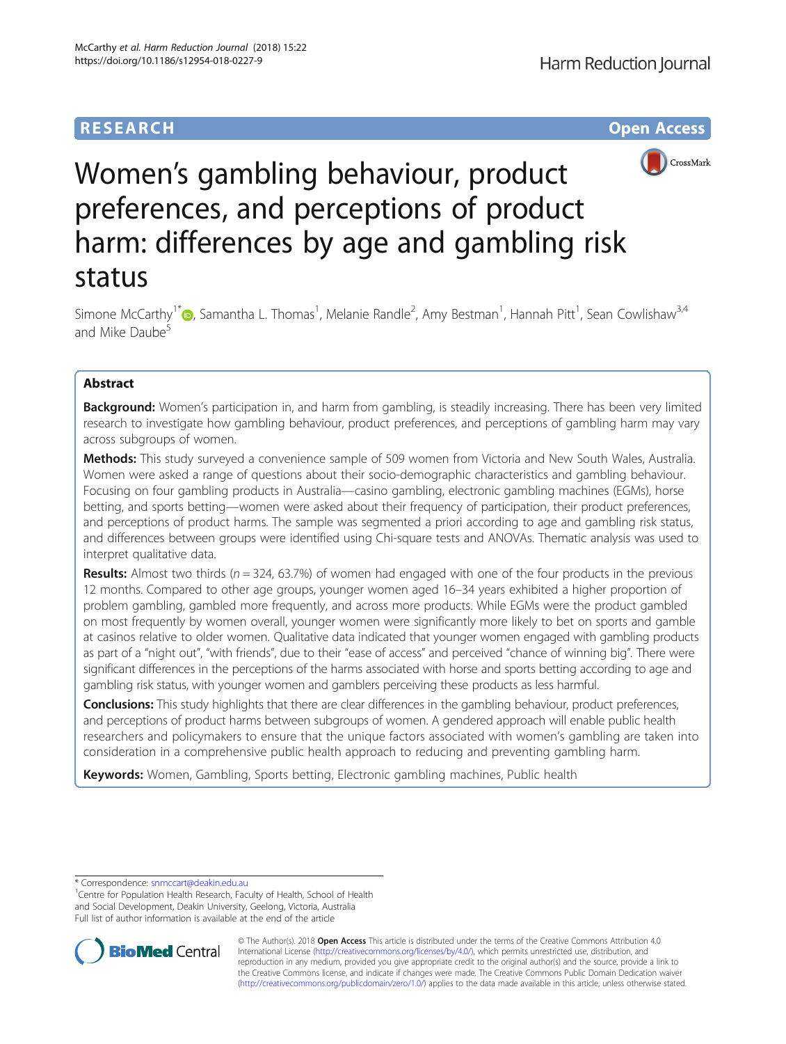RESEARCH

Open Access

# Women's gambling behaviour, product preferences, and perceptions of product harm: differences by age and gambling risk status

Simone McCarthy[1*], Samantha L. Thomas[1], Melanie Randle[2], Amy Bestman[1], Hannah Pitt[1], Sean Cowlishaw[3,4] and Mike Daube[5]

## Abstract

**Background:** Women's participation in, and harm from gambling, is steadily increasing. There has been very limited research to investigate how gambling behaviour, product preferences, and perceptions of gambling harm may vary across subgroups of women.

**Methods:** This study surveyed a convenience sample of 509 women from Victoria and New South Wales, Australia. Women were asked a range of questions about their socio-demographic characteristics and gambling behaviour. Focusing on four gambling products in Australia—casino gambling, electronic gambling machines (EGMs), horse betting, and sports betting—women were asked about their frequency of participation, their product preferences, and perceptions of product harms. The sample was segmented a priori according to age and gambling risk status, and differences between groups were identified using Chi-square tests and ANOVAs. Thematic analysis was used to interpret qualitative data.

**Results:** Almost two thirds ($n = 324$, 63.7%) of women had engaged with one of the four products in the previous 12 months. Compared to other age groups, younger women aged 16–34 years exhibited a higher proportion of problem gambling, gambled more frequently, and across more products. While EGMs were the product gambled on most frequently by women overall, younger women were significantly more likely to bet on sports and gamble at casinos relative to older women. Qualitative data indicated that younger women engaged with gambling products as part of a "night out", "with friends", due to their "ease of access" and perceived "chance of winning big". There were significant differences in the perceptions of the harms associated with horse and sports betting according to age and gambling risk status, with younger women and gamblers perceiving these products as less harmful.

**Conclusions:** This study highlights that there are clear differences in the gambling behaviour, product preferences, and perceptions of product harms between subgroups of women. A gendered approach will enable public health researchers and policymakers to ensure that the unique factors associated with women's gambling are taken into consideration in a comprehensive public health approach to reducing and preventing gambling harm.

**Keywords:** Women, Gambling, Sports betting, Electronic gambling machines, Public health

---

* Correspondence: snmccart@deakin.edu.au
[1]Centre for Population Health Research, Faculty of Health, School of Health and Social Development, Deakin University, Geelong, Victoria, Australia
Full list of author information is available at the end of the article

© The Author(s). 2018 **Open Access** This article is distributed under the terms of the Creative Commons Attribution 4.0 International License (http://creativecommons.org/licenses/by/4.0/), which permits unrestricted use, distribution, and reproduction in any medium, provided you give appropriate credit to the original author(s) and the source, provide a link to the Creative Commons license, and indicate if changes were made. The Creative Commons Public Domain Dedication waiver (http://creativecommons.org/publicdomain/zero/1.0/) applies to the data made available in this article, unless otherwise stated.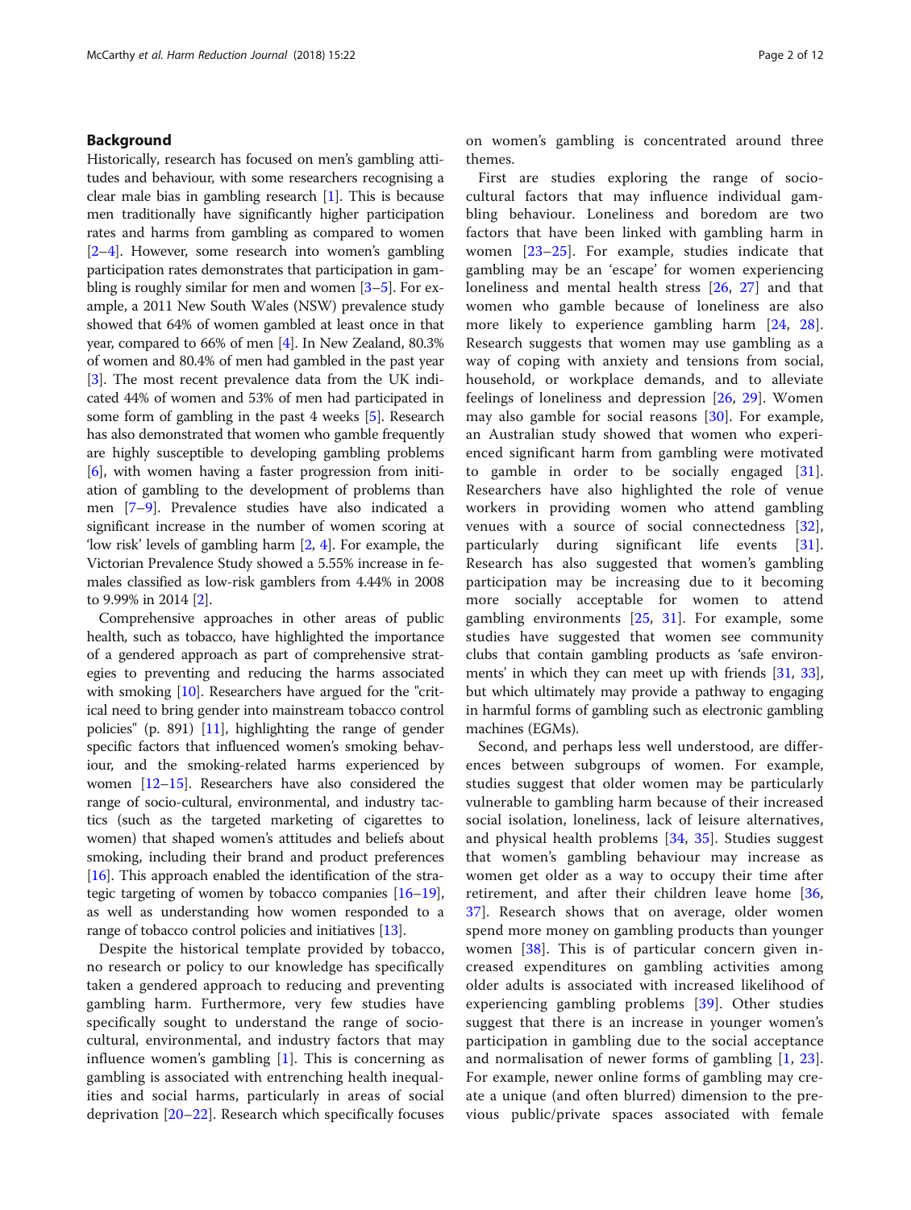## Background

Historically, research has focused on men's gambling attitudes and behaviour, with some researchers recognising a clear male bias in gambling research [1]. This is because men traditionally have significantly higher participation rates and harms from gambling as compared to women [2–4]. However, some research into women's gambling participation rates demonstrates that participation in gambling is roughly similar for men and women [3–5]. For example, a 2011 New South Wales (NSW) prevalence study showed that 64% of women gambled at least once in that year, compared to 66% of men [4]. In New Zealand, 80.3% of women and 80.4% of men had gambled in the past year [3]. The most recent prevalence data from the UK indicated 44% of women and 53% of men had participated in some form of gambling in the past 4 weeks [5]. Research has also demonstrated that women who gamble frequently are highly susceptible to developing gambling problems [6], with women having a faster progression from initiation of gambling to the development of problems than men [7–9]. Prevalence studies have also indicated a significant increase in the number of women scoring at 'low risk' levels of gambling harm [2, 4]. For example, the Victorian Prevalence Study showed a 5.55% increase in females classified as low-risk gamblers from 4.44% in 2008 to 9.99% in 2014 [2].

Comprehensive approaches in other areas of public health, such as tobacco, have highlighted the importance of a gendered approach as part of comprehensive strategies to preventing and reducing the harms associated with smoking [10]. Researchers have argued for the "critical need to bring gender into mainstream tobacco control policies" (p. 891) [11], highlighting the range of gender specific factors that influenced women's smoking behaviour, and the smoking-related harms experienced by women [12–15]. Researchers have also considered the range of socio-cultural, environmental, and industry tactics (such as the targeted marketing of cigarettes to women) that shaped women's attitudes and beliefs about smoking, including their brand and product preferences [16]. This approach enabled the identification of the strategic targeting of women by tobacco companies [16–19], as well as understanding how women responded to a range of tobacco control policies and initiatives [13].

Despite the historical template provided by tobacco, no research or policy to our knowledge has specifically taken a gendered approach to reducing and preventing gambling harm. Furthermore, very few studies have specifically sought to understand the range of socio-cultural, environmental, and industry factors that may influence women's gambling [1]. This is concerning as gambling is associated with entrenching health inequalities and social harms, particularly in areas of social deprivation [20–22]. Research which specifically focuses on women's gambling is concentrated around three themes.

First are studies exploring the range of socio-cultural factors that may influence individual gambling behaviour. Loneliness and boredom are two factors that have been linked with gambling harm in women [23–25]. For example, studies indicate that gambling may be an 'escape' for women experiencing loneliness and mental health stress [26, 27] and that women who gamble because of loneliness are also more likely to experience gambling harm [24, 28]. Research suggests that women may use gambling as a way of coping with anxiety and tensions from social, household, or workplace demands, and to alleviate feelings of loneliness and depression [26, 29]. Women may also gamble for social reasons [30]. For example, an Australian study showed that women who experienced significant harm from gambling were motivated to gamble in order to be socially engaged [31]. Researchers have also highlighted the role of venue workers in providing women who attend gambling venues with a source of social connectedness [32], particularly during significant life events [31]. Research has also suggested that women's gambling participation may be increasing due to it becoming more socially acceptable for women to attend gambling environments [25, 31]. For example, some studies have suggested that women see community clubs that contain gambling products as 'safe environments' in which they can meet up with friends [31, 33], but which ultimately may provide a pathway to engaging in harmful forms of gambling such as electronic gambling machines (EGMs).

Second, and perhaps less well understood, are differences between subgroups of women. For example, studies suggest that older women may be particularly vulnerable to gambling harm because of their increased social isolation, loneliness, lack of leisure alternatives, and physical health problems [34, 35]. Studies suggest that women's gambling behaviour may increase as women get older as a way to occupy their time after retirement, and after their children leave home [36, 37]. Research shows that on average, older women spend more money on gambling products than younger women [38]. This is of particular concern given increased expenditures on gambling activities among older adults is associated with increased likelihood of experiencing gambling problems [39]. Other studies suggest that there is an increase in younger women's participation in gambling due to the social acceptance and normalisation of newer forms of gambling [1, 23]. For example, newer online forms of gambling may create a unique (and often blurred) dimension to the previous public/private spaces associated with female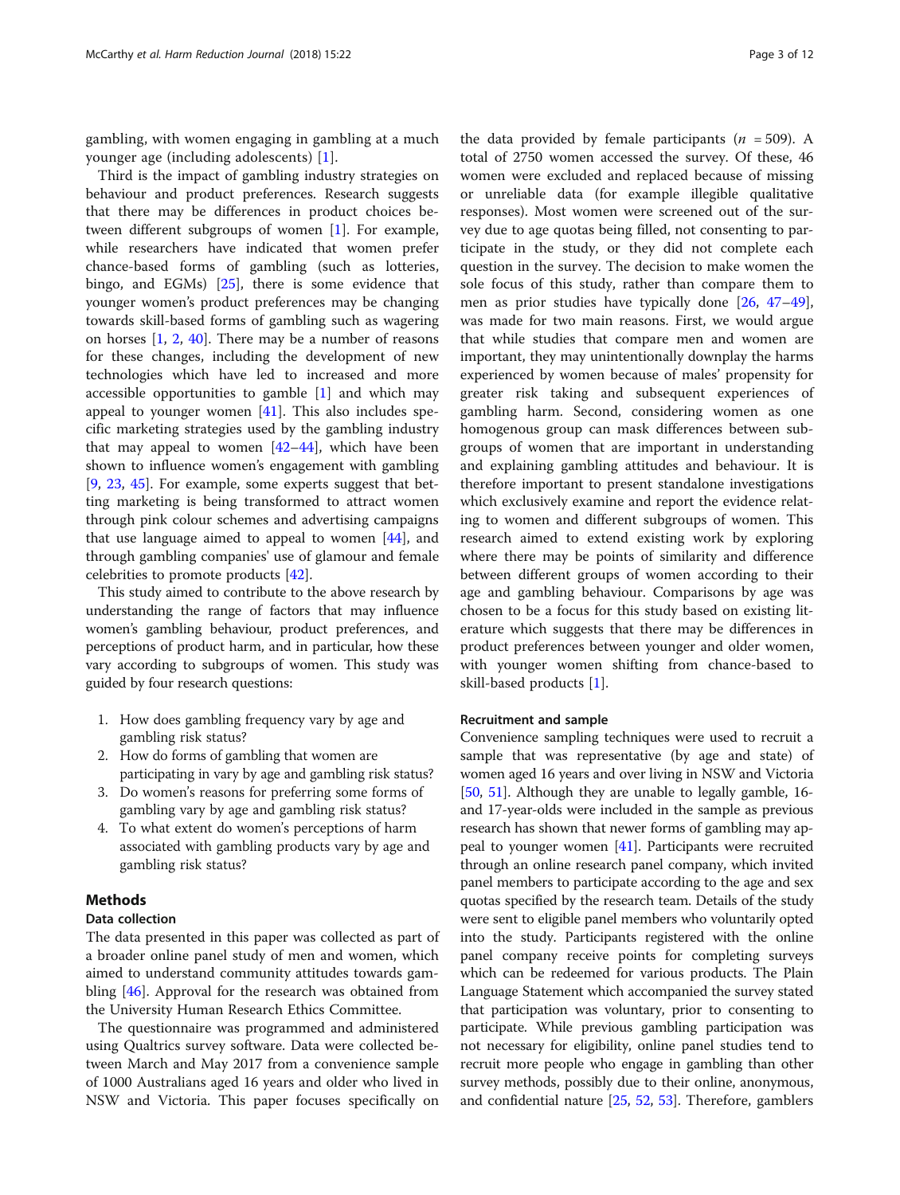gambling, with women engaging in gambling at a much younger age (including adolescents) [1].

Third is the impact of gambling industry strategies on behaviour and product preferences. Research suggests that there may be differences in product choices between different subgroups of women [1]. For example, while researchers have indicated that women prefer chance-based forms of gambling (such as lotteries, bingo, and EGMs) [25], there is some evidence that younger women's product preferences may be changing towards skill-based forms of gambling such as wagering on horses [1, 2, 40]. There may be a number of reasons for these changes, including the development of new technologies which have led to increased and more accessible opportunities to gamble [1] and which may appeal to younger women [41]. This also includes specific marketing strategies used by the gambling industry that may appeal to women [42–44], which have been shown to influence women's engagement with gambling [9, 23, 45]. For example, some experts suggest that betting marketing is being transformed to attract women through pink colour schemes and advertising campaigns that use language aimed to appeal to women [44], and through gambling companies' use of glamour and female celebrities to promote products [42].

This study aimed to contribute to the above research by understanding the range of factors that may influence women's gambling behaviour, product preferences, and perceptions of product harm, and in particular, how these vary according to subgroups of women. This study was guided by four research questions:

1. How does gambling frequency vary by age and gambling risk status?
2. How do forms of gambling that women are participating in vary by age and gambling risk status?
3. Do women's reasons for preferring some forms of gambling vary by age and gambling risk status?
4. To what extent do women's perceptions of harm associated with gambling products vary by age and gambling risk status?

## Methods

### Data collection

The data presented in this paper was collected as part of a broader online panel study of men and women, which aimed to understand community attitudes towards gambling [46]. Approval for the research was obtained from the University Human Research Ethics Committee.

The questionnaire was programmed and administered using Qualtrics survey software. Data were collected between March and May 2017 from a convenience sample of 1000 Australians aged 16 years and older who lived in NSW and Victoria. This paper focuses specifically on the data provided by female participants ($n$ = 509). A total of 2750 women accessed the survey. Of these, 46 women were excluded and replaced because of missing or unreliable data (for example illegible qualitative responses). Most women were screened out of the survey due to age quotas being filled, not consenting to participate in the study, or they did not complete each question in the survey. The decision to make women the sole focus of this study, rather than compare them to men as prior studies have typically done [26, 47–49], was made for two main reasons. First, we would argue that while studies that compare men and women are important, they may unintentionally downplay the harms experienced by women because of males' propensity for greater risk taking and subsequent experiences of gambling harm. Second, considering women as one homogenous group can mask differences between subgroups of women that are important in understanding and explaining gambling attitudes and behaviour. It is therefore important to present standalone investigations which exclusively examine and report the evidence relating to women and different subgroups of women. This research aimed to extend existing work by exploring where there may be points of similarity and difference between different groups of women according to their age and gambling behaviour. Comparisons by age was chosen to be a focus for this study based on existing literature which suggests that there may be differences in product preferences between younger and older women, with younger women shifting from chance-based to skill-based products [1].

### Recruitment and sample

Convenience sampling techniques were used to recruit a sample that was representative (by age and state) of women aged 16 years and over living in NSW and Victoria [50, 51]. Although they are unable to legally gamble, 16- and 17-year-olds were included in the sample as previous research has shown that newer forms of gambling may appeal to younger women [41]. Participants were recruited through an online research panel company, which invited panel members to participate according to the age and sex quotas specified by the research team. Details of the study were sent to eligible panel members who voluntarily opted into the study. Participants registered with the online panel company receive points for completing surveys which can be redeemed for various products. The Plain Language Statement which accompanied the survey stated that participation was voluntary, prior to consenting to participate. While previous gambling participation was not necessary for eligibility, online panel studies tend to recruit more people who engage in gambling than other survey methods, possibly due to their online, anonymous, and confidential nature [25, 52, 53]. Therefore, gamblers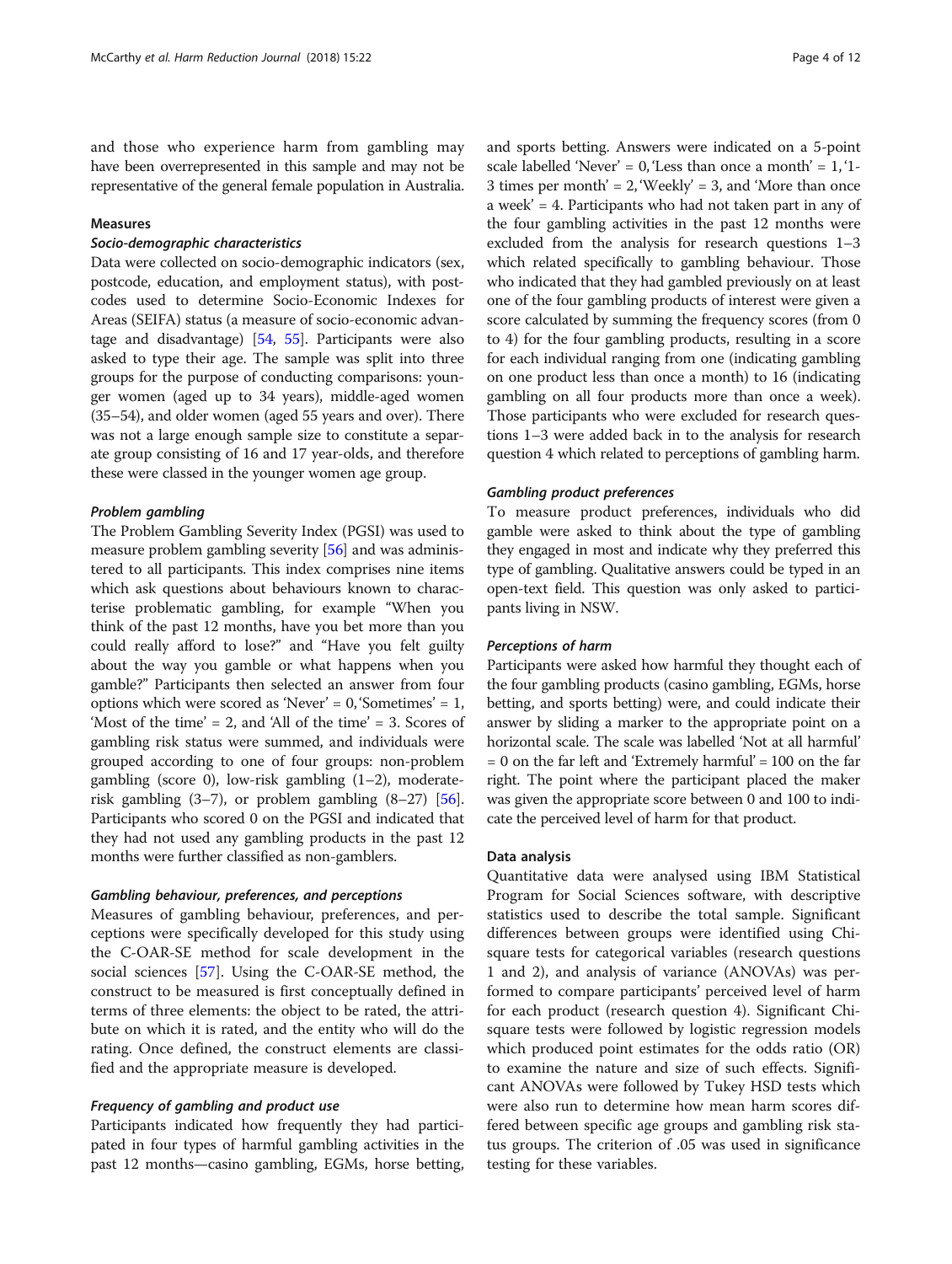and those who experience harm from gambling may have been overrepresented in this sample and may not be representative of the general female population in Australia.

### Measures

#### *Socio-demographic characteristics*

Data were collected on socio-demographic indicators (sex, postcode, education, and employment status), with postcodes used to determine Socio-Economic Indexes for Areas (SEIFA) status (a measure of socio-economic advantage and disadvantage) [54, 55]. Participants were also asked to type their age. The sample was split into three groups for the purpose of conducting comparisons: younger women (aged up to 34 years), middle-aged women (35–54), and older women (aged 55 years and over). There was not a large enough sample size to constitute a separate group consisting of 16 and 17 year-olds, and therefore these were classed in the younger women age group.

#### *Problem gambling*

The Problem Gambling Severity Index (PGSI) was used to measure problem gambling severity [56] and was administered to all participants. This index comprises nine items which ask questions about behaviours known to characterise problematic gambling, for example "When you think of the past 12 months, have you bet more than you could really afford to lose?" and "Have you felt guilty about the way you gamble or what happens when you gamble?" Participants then selected an answer from four options which were scored as 'Never' = 0, 'Sometimes' = 1, 'Most of the time' = 2, and 'All of the time' = 3. Scores of gambling risk status were summed, and individuals were grouped according to one of four groups: non-problem gambling (score 0), low-risk gambling (1–2), moderate-risk gambling (3–7), or problem gambling (8–27) [56]. Participants who scored 0 on the PGSI and indicated that they had not used any gambling products in the past 12 months were further classified as non-gamblers.

#### *Gambling behaviour, preferences, and perceptions*

Measures of gambling behaviour, preferences, and perceptions were specifically developed for this study using the C-OAR-SE method for scale development in the social sciences [57]. Using the C-OAR-SE method, the construct to be measured is first conceptually defined in terms of three elements: the object to be rated, the attribute on which it is rated, and the entity who will do the rating. Once defined, the construct elements are classified and the appropriate measure is developed.

#### *Frequency of gambling and product use*

Participants indicated how frequently they had participated in four types of harmful gambling activities in the past 12 months—casino gambling, EGMs, horse betting, and sports betting. Answers were indicated on a 5-point scale labelled 'Never' = 0, 'Less than once a month' = 1, '1-3 times per month' = 2, 'Weekly' = 3, and 'More than once a week' = 4. Participants who had not taken part in any of the four gambling activities in the past 12 months were excluded from the analysis for research questions 1–3 which related specifically to gambling behaviour. Those who indicated that they had gambled previously on at least one of the four gambling products of interest were given a score calculated by summing the frequency scores (from 0 to 4) for the four gambling products, resulting in a score for each individual ranging from one (indicating gambling on one product less than once a month) to 16 (indicating gambling on all four products more than once a week). Those participants who were excluded for research questions 1–3 were added back in to the analysis for research question 4 which related to perceptions of gambling harm.

#### *Gambling product preferences*

To measure product preferences, individuals who did gamble were asked to think about the type of gambling they engaged in most and indicate why they preferred this type of gambling. Qualitative answers could be typed in an open-text field. This question was only asked to participants living in NSW.

#### *Perceptions of harm*

Participants were asked how harmful they thought each of the four gambling products (casino gambling, EGMs, horse betting, and sports betting) were, and could indicate their answer by sliding a marker to the appropriate point on a horizontal scale. The scale was labelled 'Not at all harmful' = 0 on the far left and 'Extremely harmful' = 100 on the far right. The point where the participant placed the maker was given the appropriate score between 0 and 100 to indicate the perceived level of harm for that product.

### Data analysis

Quantitative data were analysed using IBM Statistical Program for Social Sciences software, with descriptive statistics used to describe the total sample. Significant differences between groups were identified using Chi-square tests for categorical variables (research questions 1 and 2), and analysis of variance (ANOVAs) was performed to compare participants' perceived level of harm for each product (research question 4). Significant Chi-square tests were followed by logistic regression models which produced point estimates for the odds ratio (OR) to examine the nature and size of such effects. Significant ANOVAs were followed by Tukey HSD tests which were also run to determine how mean harm scores differed between specific age groups and gambling risk status groups. The criterion of .05 was used in significance testing for these variables.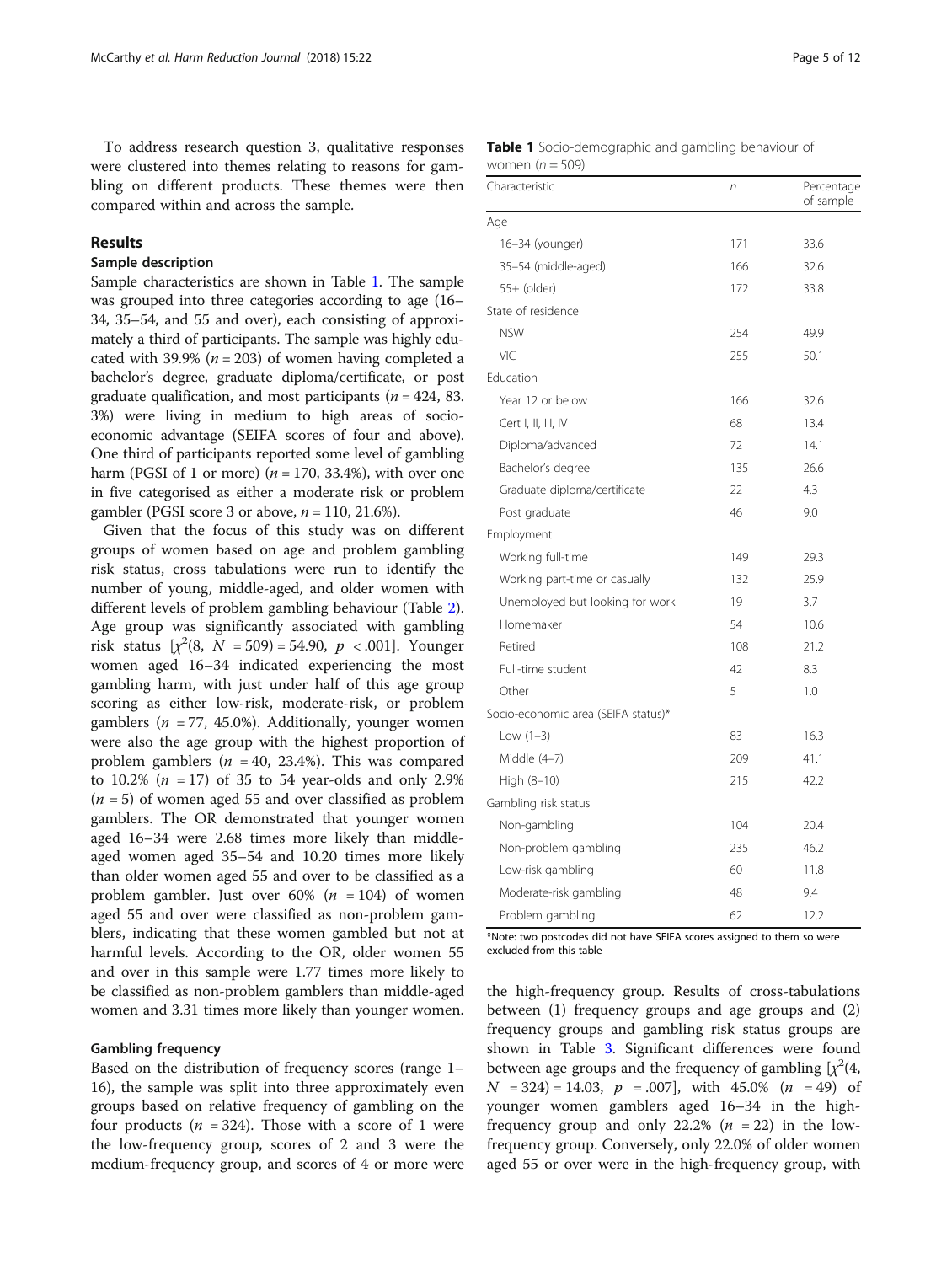To address research question 3, qualitative responses were clustered into themes relating to reasons for gambling on different products. These themes were then compared within and across the sample.

## Results

### Sample description

Sample characteristics are shown in Table 1. The sample was grouped into three categories according to age (16–34, 35–54, and 55 and over), each consisting of approximately a third of participants. The sample was highly educated with 39.9% ($n = 203$) of women having completed a bachelor's degree, graduate diploma/certificate, or post graduate qualification, and most participants ($n = 424$, 83.3%) were living in medium to high areas of socio-economic advantage (SEIFA scores of four and above). One third of participants reported some level of gambling harm (PGSI of 1 or more) ($n = 170$, 33.4%), with over one in five categorised as either a moderate risk or problem gambler (PGSI score 3 or above, $n = 110$, 21.6%).

Given that the focus of this study was on different groups of women based on age and problem gambling risk status, cross tabulations were run to identify the number of young, middle-aged, and older women with different levels of problem gambling behaviour (Table 2). Age group was significantly associated with gambling risk status [$\chi^2(8, N = 509) = 54.90, p < .001$]. Younger women aged 16–34 indicated experiencing the most gambling harm, with just under half of this age group scoring as either low-risk, moderate-risk, or problem gamblers ($n = 77$, 45.0%). Additionally, younger women were also the age group with the highest proportion of problem gamblers ($n = 40$, 23.4%). This was compared to 10.2% ($n = 17$) of 35 to 54 year-olds and only 2.9% ($n = 5$) of women aged 55 and over classified as problem gamblers. The OR demonstrated that younger women aged 16–34 were 2.68 times more likely than middle-aged women aged 35–54 and 10.20 times more likely than older women aged 55 and over to be classified as a problem gambler. Just over 60% ($n = 104$) of women aged 55 and over were classified as non-problem gamblers, indicating that these women gambled but not at harmful levels. According to the OR, older women 55 and over in this sample were 1.77 times more likely to be classified as non-problem gamblers than middle-aged women and 3.31 times more likely than younger women.

### Gambling frequency

Based on the distribution of frequency scores (range 1–16), the sample was split into three approximately even groups based on relative frequency of gambling on the four products ($n = 324$). Those with a score of 1 were the low-frequency group, scores of 2 and 3 were the medium-frequency group, and scores of 4 or more were the high-frequency group. Results of cross-tabulations between (1) frequency groups and age groups and (2) frequency groups and gambling risk status groups are shown in Table 3. Significant differences were found between age groups and the frequency of gambling [$\chi^2(4, N = 324) = 14.03, p = .007$], with 45.0% ($n = 49$) of younger women gamblers aged 16–34 in the high-frequency group and only 22.2% ($n = 22$) in the low-frequency group. Conversely, only 22.0% of older women aged 55 or over were in the high-frequency group, with

**Table 1** Socio-demographic and gambling behaviour of women ($n = 509$)

| Characteristic | $n$ | Percentage of sample |
|---|---|---|
| Age | | |
| 16–34 (younger) | 171 | 33.6 |
| 35–54 (middle-aged) | 166 | 32.6 |
| 55+ (older) | 172 | 33.8 |
| State of residence | | |
| NSW | 254 | 49.9 |
| VIC | 255 | 50.1 |
| Education | | |
| Year 12 or below | 166 | 32.6 |
| Cert I, II, III, IV | 68 | 13.4 |
| Diploma/advanced | 72 | 14.1 |
| Bachelor's degree | 135 | 26.6 |
| Graduate diploma/certificate | 22 | 4.3 |
| Post graduate | 46 | 9.0 |
| Employment | | |
| Working full-time | 149 | 29.3 |
| Working part-time or casually | 132 | 25.9 |
| Unemployed but looking for work | 19 | 3.7 |
| Homemaker | 54 | 10.6 |
| Retired | 108 | 21.2 |
| Full-time student | 42 | 8.3 |
| Other | 5 | 1.0 |
| Socio-economic area (SEIFA status)* | | |
| Low (1–3) | 83 | 16.3 |
| Middle (4–7) | 209 | 41.1 |
| High (8–10) | 215 | 42.2 |
| Gambling risk status | | |
| Non-gambling | 104 | 20.4 |
| Non-problem gambling | 235 | 46.2 |
| Low-risk gambling | 60 | 11.8 |
| Moderate-risk gambling | 48 | 9.4 |
| Problem gambling | 62 | 12.2 |

*Note: two postcodes did not have SEIFA scores assigned to them so were excluded from this table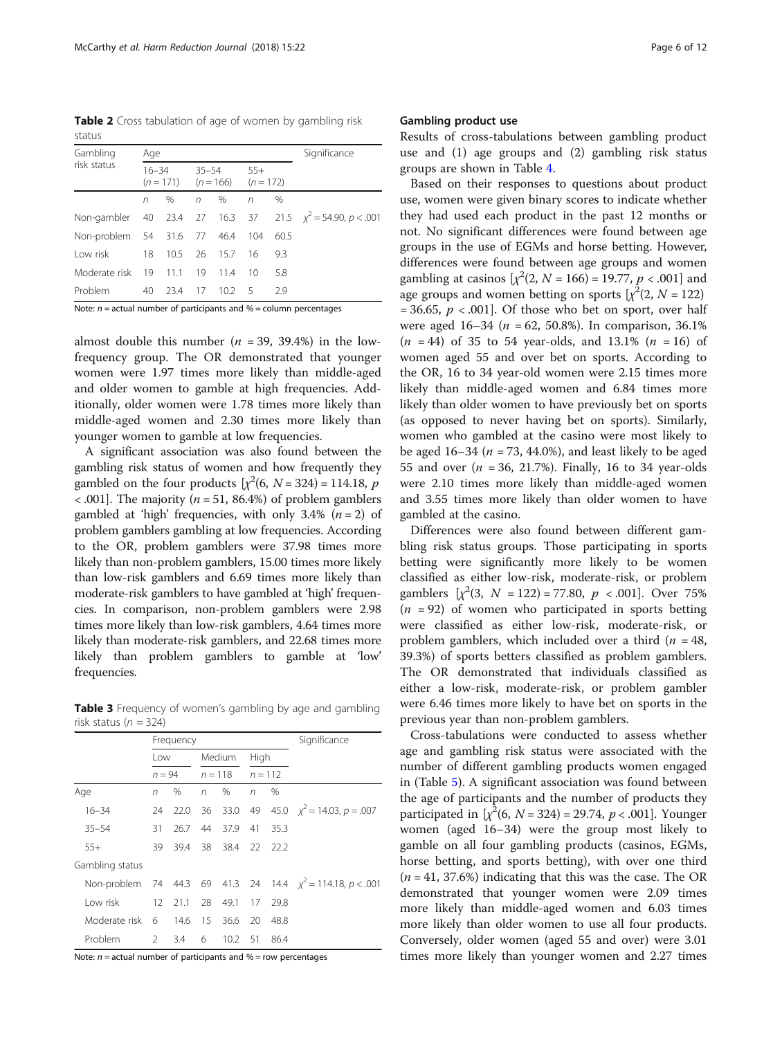**Table 2** Cross tabulation of age of women by gambling risk status

| Gambling risk status | Age | | | | | | Significance |
|---|---|---|---|---|---|---|---|
| | 16–34 ($n$ = 171) | | 35–54 ($n$ = 166) | | 55+ ($n$ = 172) | | |
| | $n$ | % | $n$ | % | $n$ | % | |
| Non-gambler | 40 | 23.4 | 27 | 16.3 | 37 | 21.5 | $\chi^2 = 54.90$, $p < .001$ |
| Non-problem | 54 | 31.6 | 77 | 46.4 | 104 | 60.5 | |
| Low risk | 18 | 10.5 | 26 | 15.7 | 16 | 9.3 | |
| Moderate risk | 19 | 11.1 | 19 | 11.4 | 10 | 5.8 | |
| Problem | 40 | 23.4 | 17 | 10.2 | 5 | 2.9 | |

Note: $n$ = actual number of participants and % = column percentages

almost double this number ($n$ = 39, 39.4%) in the low-frequency group. The OR demonstrated that younger women were 1.97 times more likely than middle-aged and older women to gamble at high frequencies. Additionally, older women were 1.78 times more likely than middle-aged women and 2.30 times more likely than younger women to gamble at low frequencies.

A significant association was also found between the gambling risk status of women and how frequently they gambled on the four products [$\chi^2(6, N = 324) = 114.18$, $p < .001$]. The majority ($n$ = 51, 86.4%) of problem gamblers gambled at 'high' frequencies, with only 3.4% ($n$ = 2) of problem gamblers gambling at low frequencies. According to the OR, problem gamblers were 37.98 times more likely than non-problem gamblers, 15.00 times more likely than low-risk gamblers and 6.69 times more likely than moderate-risk gamblers to have gambled at 'high' frequencies. In comparison, non-problem gamblers were 2.98 times more likely than low-risk gamblers, 4.64 times more likely than moderate-risk gamblers, and 22.68 times more likely than problem gamblers to gamble at 'low' frequencies.

**Table 3** Frequency of women's gambling by age and gambling risk status ($n$ = 324)

| | Frequency | | | | | | Significance |
|---|---|---|---|---|---|---|---|
| | Low | | Medium | | High | | |
| | $n$ = 94 | | $n$ = 118 | | $n$ = 112 | | |
| Age | $n$ | % | $n$ | % | $n$ | % | |
| 16–34 | 24 | 22.0 | 36 | 33.0 | 49 | 45.0 | $\chi^2 = 14.03$, $p = .007$ |
| 35–54 | 31 | 26.7 | 44 | 37.9 | 41 | 35.3 | |
| 55+ | 39 | 39.4 | 38 | 38.4 | 22 | 22.2 | |
| Gambling status | | | | | | | |
| Non-problem | 74 | 44.3 | 69 | 41.3 | 24 | 14.4 | $\chi^2 = 114.18$, $p < .001$ |
| Low risk | 12 | 21.1 | 28 | 49.1 | 17 | 29.8 | |
| Moderate risk | 6 | 14.6 | 15 | 36.6 | 20 | 48.8 | |
| Problem | 2 | 3.4 | 6 | 10.2 | 51 | 86.4 | |

Note: $n$ = actual number of participants and % = row percentages

## Gambling product use

Results of cross-tabulations between gambling product use and (1) age groups and (2) gambling risk status groups are shown in Table 4.

Based on their responses to questions about product use, women were given binary scores to indicate whether they had used each product in the past 12 months or not. No significant differences were found between age groups in the use of EGMs and horse betting. However, differences were found between age groups and women gambling at casinos [$\chi^2(2, N = 166) = 19.77$, $p < .001$] and age groups and women betting on sports [$\chi^2(2, N = 122) = 36.65$, $p < .001$]. Of those who bet on sport, over half were aged 16–34 ($n$ = 62, 50.8%). In comparison, 36.1% ($n$ = 44) of 35 to 54 year-olds, and 13.1% ($n$ = 16) of women aged 55 and over bet on sports. According to the OR, 16 to 34 year-old women were 2.15 times more likely than middle-aged women and 6.84 times more likely than older women to have previously bet on sports (as opposed to never having bet on sports). Similarly, women who gambled at the casino were most likely to be aged 16–34 ($n$ = 73, 44.0%), and least likely to be aged 55 and over ($n$ = 36, 21.7%). Finally, 16 to 34 year-olds were 2.10 times more likely than middle-aged women and 3.55 times more likely than older women to have gambled at the casino.

Differences were also found between different gambling risk status groups. Those participating in sports betting were significantly more likely to be women classified as either low-risk, moderate-risk, or problem gamblers [$\chi^2(3, N = 122) = 77.80$, $p < .001$]. Over 75% ($n$ = 92) of women who participated in sports betting were classified as either low-risk, moderate-risk, or problem gamblers, which included over a third ($n$ = 48, 39.3%) of sports betters classified as problem gamblers. The OR demonstrated that individuals classified as either a low-risk, moderate-risk, or problem gambler were 6.46 times more likely to have bet on sports in the previous year than non-problem gamblers.

Cross-tabulations were conducted to assess whether age and gambling risk status were associated with the number of different gambling products women engaged in (Table 5). A significant association was found between the age of participants and the number of products they participated in [$\chi^2(6, N = 324) = 29.74$, $p < .001$]. Younger women (aged 16–34) were the group most likely to gamble on all four gambling products (casinos, EGMs, horse betting, and sports betting), with over one third ($n$ = 41, 37.6%) indicating that this was the case. The OR demonstrated that younger women were 2.09 times more likely than middle-aged women and 6.03 times more likely than older women to use all four products. Conversely, older women (aged 55 and over) were 3.01 times more likely than younger women and 2.27 times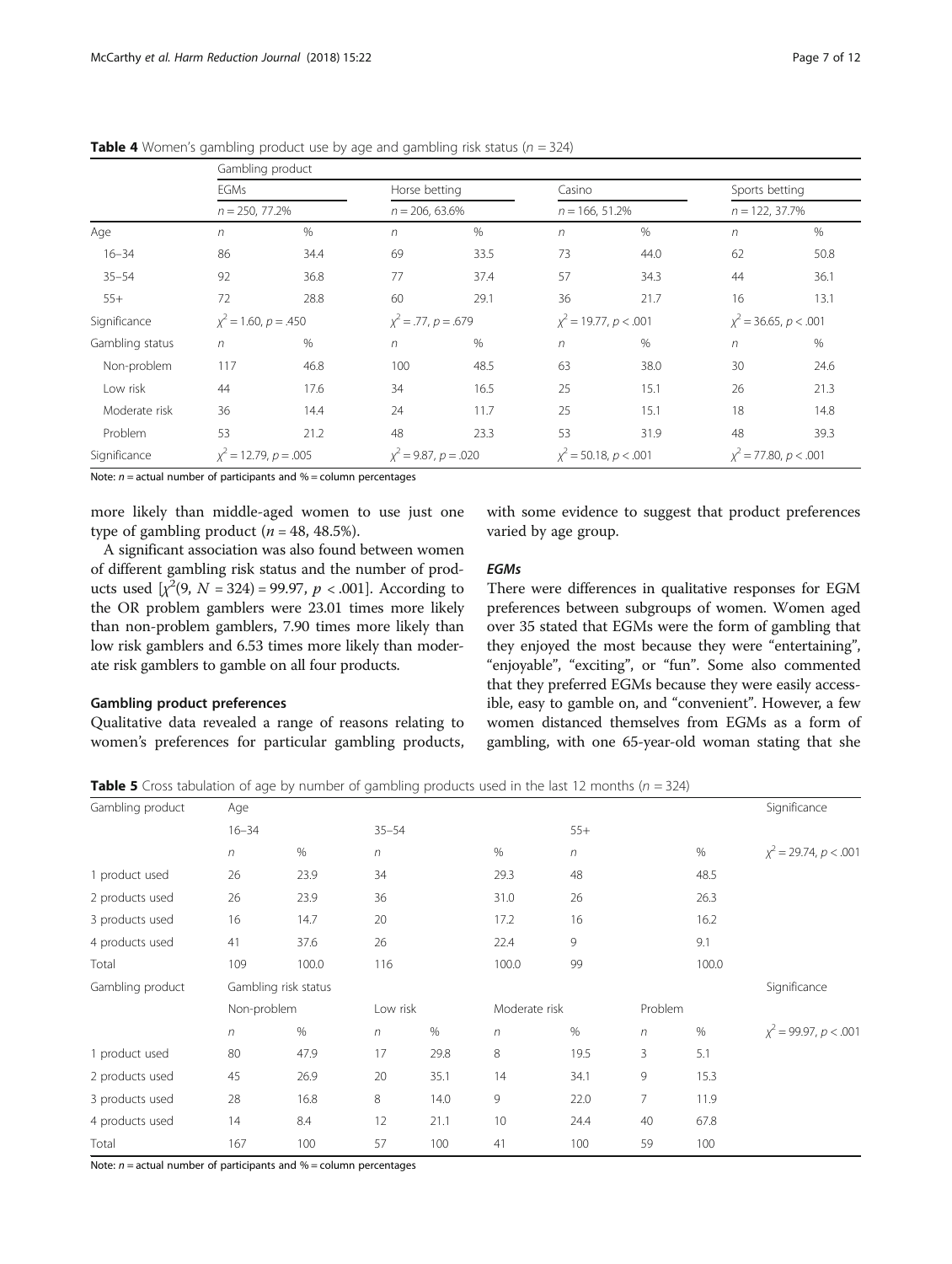**Table 4** Women's gambling product use by age and gambling risk status ($n$ = 324)

| | Gambling product | | | | | | | |
|---|---|---|---|---|---|---|---|---|
| | EGMs | | Horse betting | | Casino | | Sports betting | |
| | $n$ = 250, 77.2% | | $n$ = 206, 63.6% | | $n$ = 166, 51.2% | | $n$ = 122, 37.7% | |
| Age | $n$ | % | $n$ | % | $n$ | % | $n$ | % |
| 16–34 | 86 | 34.4 | 69 | 33.5 | 73 | 44.0 | 62 | 50.8 |
| 35–54 | 92 | 36.8 | 77 | 37.4 | 57 | 34.3 | 44 | 36.1 |
| 55+ | 72 | 28.8 | 60 | 29.1 | 36 | 21.7 | 16 | 13.1 |
| Significance | $\chi^2 = 1.60, p = .450$ | | $\chi^2 = .77, p = .679$ | | $\chi^2 = 19.77, p < .001$ | | $\chi^2 = 36.65, p < .001$ | |
| Gambling status | $n$ | % | $n$ | % | $n$ | % | $n$ | % |
| Non-problem | 117 | 46.8 | 100 | 48.5 | 63 | 38.0 | 30 | 24.6 |
| Low risk | 44 | 17.6 | 34 | 16.5 | 25 | 15.1 | 26 | 21.3 |
| Moderate risk | 36 | 14.4 | 24 | 11.7 | 25 | 15.1 | 18 | 14.8 |
| Problem | 53 | 21.2 | 48 | 23.3 | 53 | 31.9 | 48 | 39.3 |
| Significance | $\chi^2 = 12.79, p = .005$ | | $\chi^2 = 9.87, p = .020$ | | $\chi^2 = 50.18, p < .001$ | | $\chi^2 = 77.80, p < .001$ | |

Note: $n$ = actual number of participants and % = column percentages

more likely than middle-aged women to use just one type of gambling product ($n$ = 48, 48.5%).

A significant association was also found between women of different gambling risk status and the number of products used [$\chi^2(9, N = 324) = 99.97, p < .001$]. According to the OR problem gamblers were 23.01 times more likely than non-problem gamblers, 7.90 times more likely than low risk gamblers and 6.53 times more likely than moderate risk gamblers to gamble on all four products.

### Gambling product preferences

Qualitative data revealed a range of reasons relating to women's preferences for particular gambling products, with some evidence to suggest that product preferences varied by age group.

#### *EGMs*

There were differences in qualitative responses for EGM preferences between subgroups of women. Women aged over 35 stated that EGMs were the form of gambling that they enjoyed the most because they were "entertaining", "enjoyable", "exciting", or "fun". Some also commented that they preferred EGMs because they were easily accessible, easy to gamble on, and "convenient". However, a few women distanced themselves from EGMs as a form of gambling, with one 65-year-old woman stating that she

**Table 5** Cross tabulation of age by number of gambling products used in the last 12 months ($n$ = 324)

| Gambling product | Age | | | | | | Significance |
|---|---|---|---|---|---|---|---|
| | 16–34 | | 35–54 | | 55+ | | |
| | $n$ | % | $n$ | % | $n$ | % | $\chi^2 = 29.74, p < .001$ |
| 1 product used | 26 | 23.9 | 34 | 29.3 | 48 | 48.5 | |
| 2 products used | 26 | 23.9 | 36 | 31.0 | 26 | 26.3 | |
| 3 products used | 16 | 14.7 | 20 | 17.2 | 16 | 16.2 | |
| 4 products used | 41 | 37.6 | 26 | 22.4 | 9 | 9.1 | |
| Total | 109 | 100.0 | 116 | 100.0 | 99 | 100.0 | |

| Gambling product | Gambling risk status | | | | | | | | Significance |
|---|---|---|---|---|---|---|---|---|---|
| | Non-problem | | Low risk | | Moderate risk | | Problem | | |
| | $n$ | % | $n$ | % | $n$ | % | $n$ | % | $\chi^2 = 99.97, p < .001$ |
| 1 product used | 80 | 47.9 | 17 | 29.8 | 8 | 19.5 | 3 | 5.1 | |
| 2 products used | 45 | 26.9 | 20 | 35.1 | 14 | 34.1 | 9 | 15.3 | |
| 3 products used | 28 | 16.8 | 8 | 14.0 | 9 | 22.0 | 7 | 11.9 | |
| 4 products used | 14 | 8.4 | 12 | 21.1 | 10 | 24.4 | 40 | 67.8 | |
| Total | 167 | 100 | 57 | 100 | 41 | 100 | 59 | 100 | |

Note: $n$ = actual number of participants and % = column percentages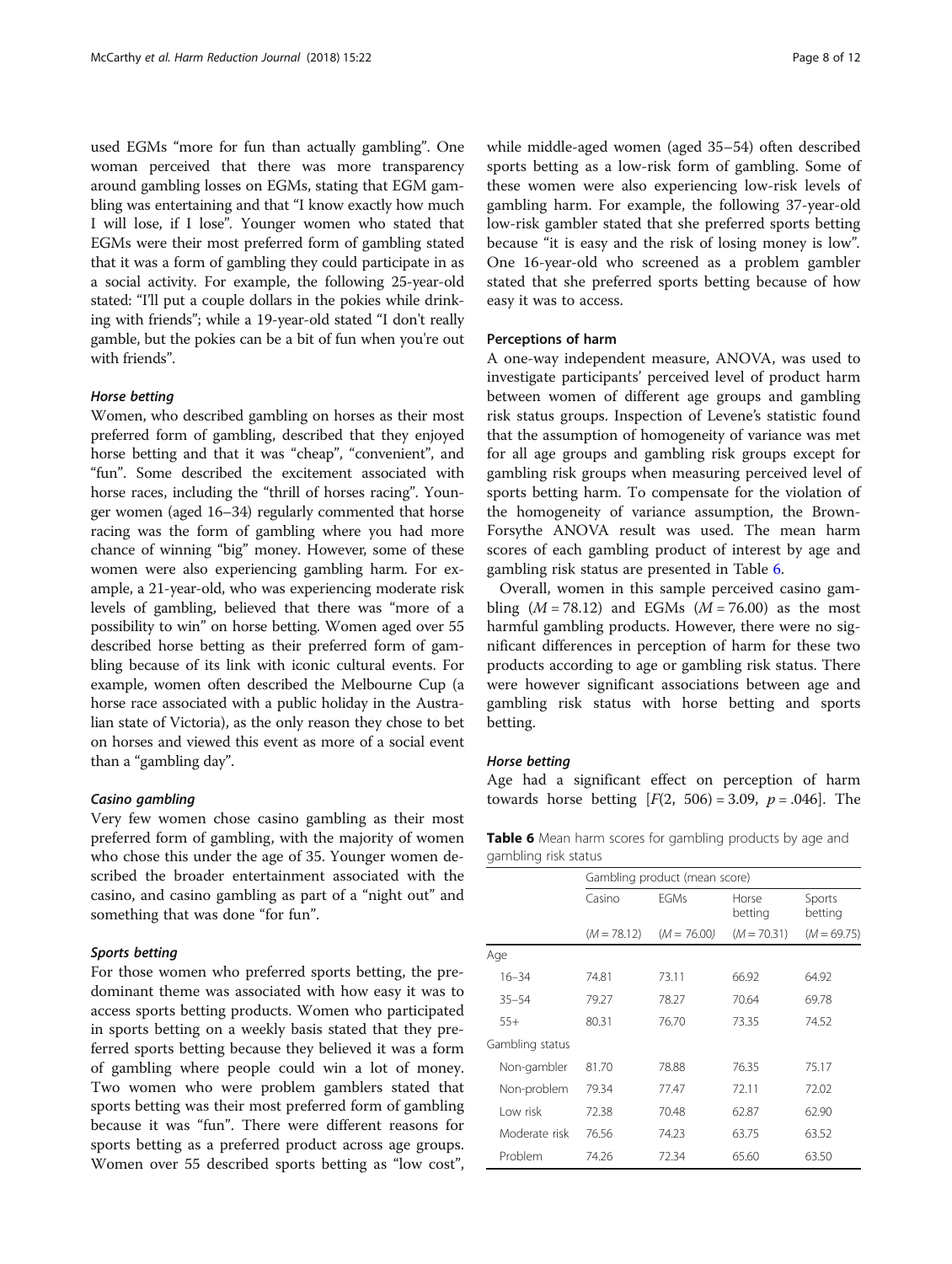used EGMs "more for fun than actually gambling". One woman perceived that there was more transparency around gambling losses on EGMs, stating that EGM gambling was entertaining and that "I know exactly how much I will lose, if I lose". Younger women who stated that EGMs were their most preferred form of gambling stated that it was a form of gambling they could participate in as a social activity. For example, the following 25-year-old stated: "I'll put a couple dollars in the pokies while drinking with friends"; while a 19-year-old stated "I don't really gamble, but the pokies can be a bit of fun when you're out with friends".

#### *Horse betting*

Women, who described gambling on horses as their most preferred form of gambling, described that they enjoyed horse betting and that it was "cheap", "convenient", and "fun". Some described the excitement associated with horse races, including the "thrill of horses racing". Younger women (aged 16–34) regularly commented that horse racing was the form of gambling where you had more chance of winning "big" money. However, some of these women were also experiencing gambling harm. For example, a 21-year-old, who was experiencing moderate risk levels of gambling, believed that there was "more of a possibility to win" on horse betting. Women aged over 55 described horse betting as their preferred form of gambling because of its link with iconic cultural events. For example, women often described the Melbourne Cup (a horse race associated with a public holiday in the Australian state of Victoria), as the only reason they chose to bet on horses and viewed this event as more of a social event than a "gambling day".

#### *Casino gambling*

Very few women chose casino gambling as their most preferred form of gambling, with the majority of women who chose this under the age of 35. Younger women described the broader entertainment associated with the casino, and casino gambling as part of a "night out" and something that was done "for fun".

#### *Sports betting*

For those women who preferred sports betting, the predominant theme was associated with how easy it was to access sports betting products. Women who participated in sports betting on a weekly basis stated that they preferred sports betting because they believed it was a form of gambling where people could win a lot of money. Two women who were problem gamblers stated that sports betting was their most preferred form of gambling because it was "fun". There were different reasons for sports betting as a preferred product across age groups. Women over 55 described sports betting as "low cost", while middle-aged women (aged 35–54) often described sports betting as a low-risk form of gambling. Some of these women were also experiencing low-risk levels of gambling harm. For example, the following 37-year-old low-risk gambler stated that she preferred sports betting because "it is easy and the risk of losing money is low". One 16-year-old who screened as a problem gambler stated that she preferred sports betting because of how easy it was to access.

### Perceptions of harm

A one-way independent measure, ANOVA, was used to investigate participants' perceived level of product harm between women of different age groups and gambling risk status groups. Inspection of Levene's statistic found that the assumption of homogeneity of variance was met for all age groups and gambling risk groups except for gambling risk groups when measuring perceived level of sports betting harm. To compensate for the violation of the homogeneity of variance assumption, the Brown-Forsythe ANOVA result was used. The mean harm scores of each gambling product of interest by age and gambling risk status are presented in Table 6.

Overall, women in this sample perceived casino gambling ($M = 78.12$) and EGMs ($M = 76.00$) as the most harmful gambling products. However, there were no significant differences in perception of harm for these two products according to age or gambling risk status. There were however significant associations between age and gambling risk status with horse betting and sports betting.

#### *Horse betting*

Age had a significant effect on perception of harm towards horse betting [$F(2, 506) = 3.09$, $p = .046$]. The

**Table 6** Mean harm scores for gambling products by age and gambling risk status

| | Gambling product (mean score) | | | |
|---|---|---|---|---|
| | Casino | EGMs | Horse betting | Sports betting |
| | ($M = 78.12$) | ($M = 76.00$) | ($M = 70.31$) | ($M = 69.75$) |
| Age | | | | |
| 16–34 | 74.81 | 73.11 | 66.92 | 64.92 |
| 35–54 | 79.27 | 78.27 | 70.64 | 69.78 |
| 55+ | 80.31 | 76.70 | 73.35 | 74.52 |
| Gambling status | | | | |
| Non-gambler | 81.70 | 78.88 | 76.35 | 75.17 |
| Non-problem | 79.34 | 77.47 | 72.11 | 72.02 |
| Low risk | 72.38 | 70.48 | 62.87 | 62.90 |
| Moderate risk | 76.56 | 74.23 | 63.75 | 63.52 |
| Problem | 74.26 | 72.34 | 65.60 | 63.50 |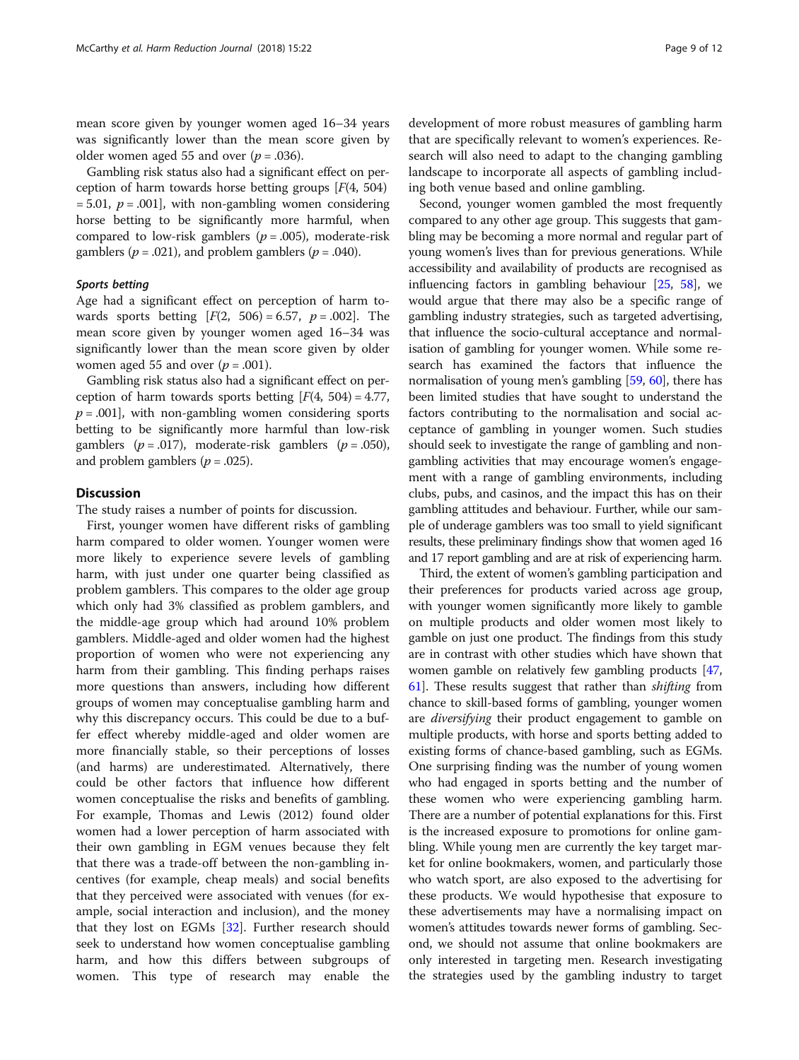mean score given by younger women aged 16–34 years was significantly lower than the mean score given by older women aged 55 and over ($p = .036$).

Gambling risk status also had a significant effect on perception of harm towards horse betting groups [$F(4, 504) = 5.01$, $p = .001$], with non-gambling women considering horse betting to be significantly more harmful, when compared to low-risk gamblers ($p = .005$), moderate-risk gamblers ($p = .021$), and problem gamblers ($p = .040$).

#### Sports betting

Age had a significant effect on perception of harm towards sports betting [$F(2, 506) = 6.57$, $p = .002$]. The mean score given by younger women aged 16–34 was significantly lower than the mean score given by older women aged 55 and over ($p = .001$).

Gambling risk status also had a significant effect on perception of harm towards sports betting [$F(4, 504) = 4.77$, $p = .001$], with non-gambling women considering sports betting to be significantly more harmful than low-risk gamblers ($p = .017$), moderate-risk gamblers ($p = .050$), and problem gamblers ($p = .025$).

## Discussion

The study raises a number of points for discussion.

First, younger women have different risks of gambling harm compared to older women. Younger women were more likely to experience severe levels of gambling harm, with just under one quarter being classified as problem gamblers. This compares to the older age group which only had 3% classified as problem gamblers, and the middle-age group which had around 10% problem gamblers. Middle-aged and older women had the highest proportion of women who were not experiencing any harm from their gambling. This finding perhaps raises more questions than answers, including how different groups of women may conceptualise gambling harm and why this discrepancy occurs. This could be due to a buffer effect whereby middle-aged and older women are more financially stable, so their perceptions of losses (and harms) are underestimated. Alternatively, there could be other factors that influence how different women conceptualise the risks and benefits of gambling. For example, Thomas and Lewis (2012) found older women had a lower perception of harm associated with their own gambling in EGM venues because they felt that there was a trade-off between the non-gambling incentives (for example, cheap meals) and social benefits that they perceived were associated with venues (for example, social interaction and inclusion), and the money that they lost on EGMs [32]. Further research should seek to understand how women conceptualise gambling harm, and how this differs between subgroups of women. This type of research may enable the development of more robust measures of gambling harm that are specifically relevant to women's experiences. Research will also need to adapt to the changing gambling landscape to incorporate all aspects of gambling including both venue based and online gambling.

Second, younger women gambled the most frequently compared to any other age group. This suggests that gambling may be becoming a more normal and regular part of young women's lives than for previous generations. While accessibility and availability of products are recognised as influencing factors in gambling behaviour [25, 58], we would argue that there may also be a specific range of gambling industry strategies, such as targeted advertising, that influence the socio-cultural acceptance and normalisation of gambling for younger women. While some research has examined the factors that influence the normalisation of young men's gambling [59, 60], there has been limited studies that have sought to understand the factors contributing to the normalisation and social acceptance of gambling in younger women. Such studies should seek to investigate the range of gambling and non-gambling activities that may encourage women's engagement with a range of gambling environments, including clubs, pubs, and casinos, and the impact this has on their gambling attitudes and behaviour. Further, while our sample of underage gamblers was too small to yield significant results, these preliminary findings show that women aged 16 and 17 report gambling and are at risk of experiencing harm.

Third, the extent of women's gambling participation and their preferences for products varied across age group, with younger women significantly more likely to gamble on multiple products and older women most likely to gamble on just one product. The findings from this study are in contrast with other studies which have shown that women gamble on relatively few gambling products [47, 61]. These results suggest that rather than *shifting* from chance to skill-based forms of gambling, younger women are *diversifying* their product engagement to gamble on multiple products, with horse and sports betting added to existing forms of chance-based gambling, such as EGMs. One surprising finding was the number of young women who had engaged in sports betting and the number of these women who were experiencing gambling harm. There are a number of potential explanations for this. First is the increased exposure to promotions for online gambling. While young men are currently the key target market for online bookmakers, women, and particularly those who watch sport, are also exposed to the advertising for these products. We would hypothesise that exposure to these advertisements may have a normalising impact on women's attitudes towards newer forms of gambling. Second, we should not assume that online bookmakers are only interested in targeting men. Research investigating the strategies used by the gambling industry to target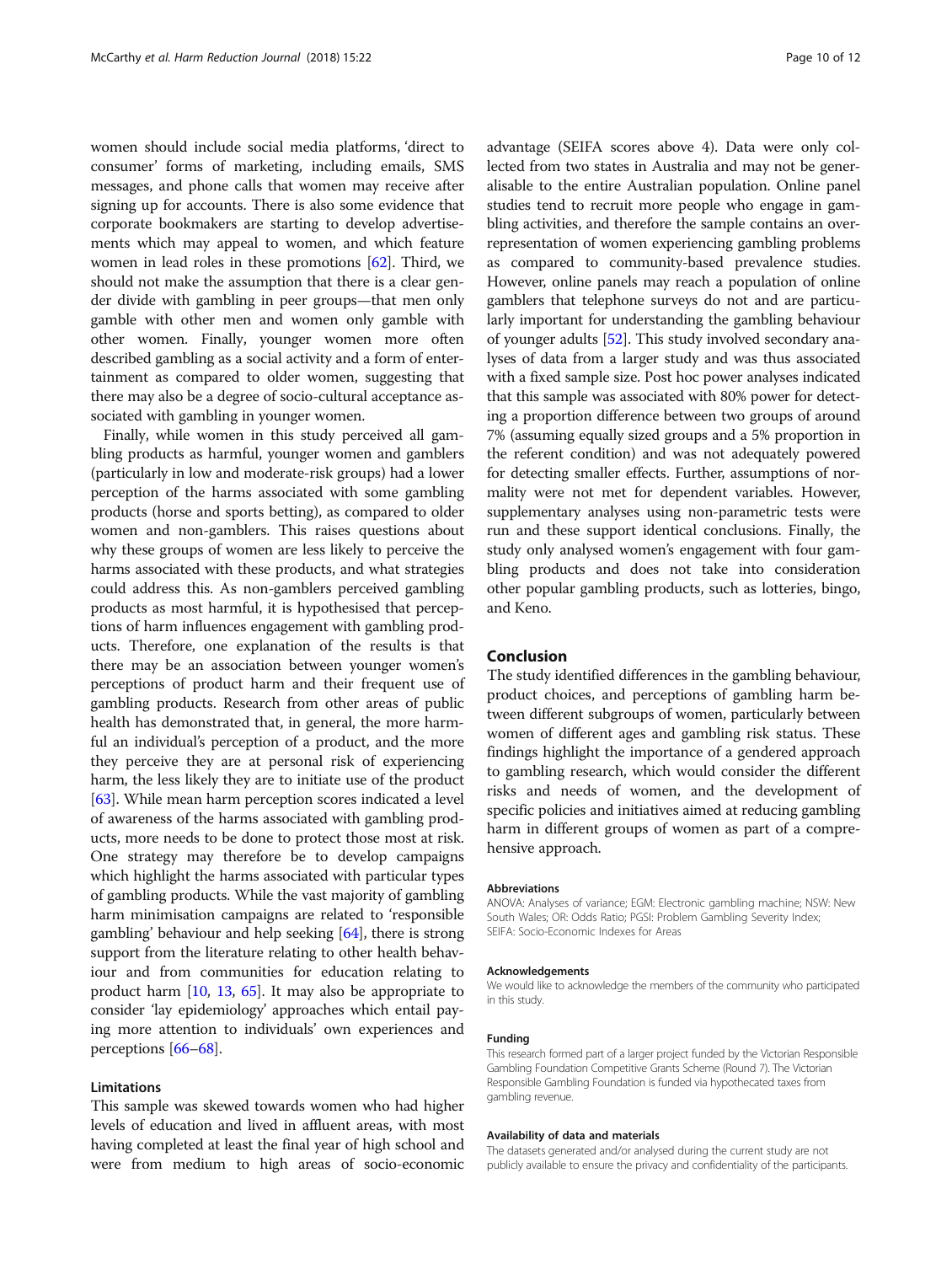women should include social media platforms, 'direct to consumer' forms of marketing, including emails, SMS messages, and phone calls that women may receive after signing up for accounts. There is also some evidence that corporate bookmakers are starting to develop advertisements which may appeal to women, and which feature women in lead roles in these promotions [62]. Third, we should not make the assumption that there is a clear gender divide with gambling in peer groups—that men only gamble with other men and women only gamble with other women. Finally, younger women more often described gambling as a social activity and a form of entertainment as compared to older women, suggesting that there may also be a degree of socio-cultural acceptance associated with gambling in younger women.

Finally, while women in this study perceived all gambling products as harmful, younger women and gamblers (particularly in low and moderate-risk groups) had a lower perception of the harms associated with some gambling products (horse and sports betting), as compared to older women and non-gamblers. This raises questions about why these groups of women are less likely to perceive the harms associated with these products, and what strategies could address this. As non-gamblers perceived gambling products as most harmful, it is hypothesised that perceptions of harm influences engagement with gambling products. Therefore, one explanation of the results is that there may be an association between younger women's perceptions of product harm and their frequent use of gambling products. Research from other areas of public health has demonstrated that, in general, the more harmful an individual's perception of a product, and the more they perceive they are at personal risk of experiencing harm, the less likely they are to initiate use of the product [63]. While mean harm perception scores indicated a level of awareness of the harms associated with gambling products, more needs to be done to protect those most at risk. One strategy may therefore be to develop campaigns which highlight the harms associated with particular types of gambling products. While the vast majority of gambling harm minimisation campaigns are related to 'responsible gambling' behaviour and help seeking [64], there is strong support from the literature relating to other health behaviour and from communities for education relating to product harm [10, 13, 65]. It may also be appropriate to consider 'lay epidemiology' approaches which entail paying more attention to individuals' own experiences and perceptions [66–68].

### Limitations

This sample was skewed towards women who had higher levels of education and lived in affluent areas, with most having completed at least the final year of high school and were from medium to high areas of socio-economic advantage (SEIFA scores above 4). Data were only collected from two states in Australia and may not be generalisable to the entire Australian population. Online panel studies tend to recruit more people who engage in gambling activities, and therefore the sample contains an overrepresentation of women experiencing gambling problems as compared to community-based prevalence studies. However, online panels may reach a population of online gamblers that telephone surveys do not and are particularly important for understanding the gambling behaviour of younger adults [52]. This study involved secondary analyses of data from a larger study and was thus associated with a fixed sample size. Post hoc power analyses indicated that this sample was associated with 80% power for detecting a proportion difference between two groups of around 7% (assuming equally sized groups and a 5% proportion in the referent condition) and was not adequately powered for detecting smaller effects. Further, assumptions of normality were not met for dependent variables. However, supplementary analyses using non-parametric tests were run and these support identical conclusions. Finally, the study only analysed women's engagement with four gambling products and does not take into consideration other popular gambling products, such as lotteries, bingo, and Keno.

## Conclusion

The study identified differences in the gambling behaviour, product choices, and perceptions of gambling harm between different subgroups of women, particularly between women of different ages and gambling risk status. These findings highlight the importance of a gendered approach to gambling research, which would consider the different risks and needs of women, and the development of specific policies and initiatives aimed at reducing gambling harm in different groups of women as part of a comprehensive approach.

#### Abbreviations

ANOVA: Analyses of variance; EGM: Electronic gambling machine; NSW: New South Wales; OR: Odds Ratio; PGSI: Problem Gambling Severity Index; SEIFA: Socio-Economic Indexes for Areas

#### Acknowledgements

We would like to acknowledge the members of the community who participated in this study.

#### Funding

This research formed part of a larger project funded by the Victorian Responsible Gambling Foundation Competitive Grants Scheme (Round 7). The Victorian Responsible Gambling Foundation is funded via hypothecated taxes from gambling revenue.

#### Availability of data and materials

The datasets generated and/or analysed during the current study are not publicly available to ensure the privacy and confidentiality of the participants.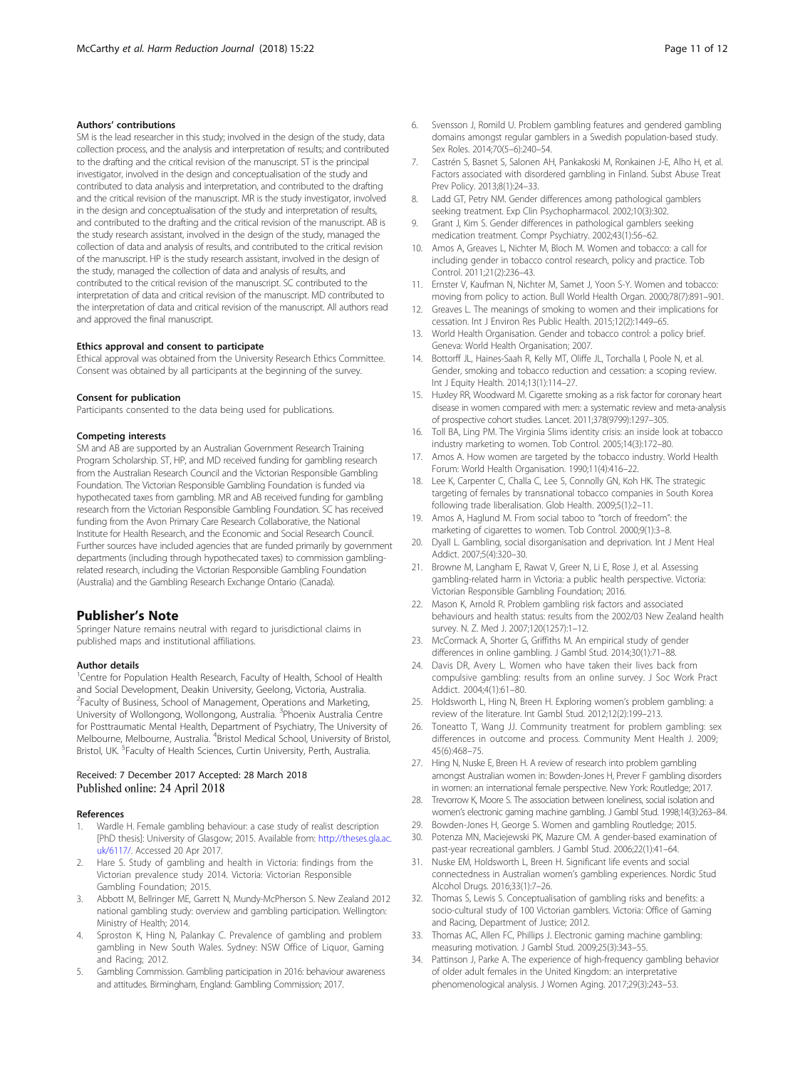#### Authors' contributions

SM is the lead researcher in this study; involved in the design of the study, data collection process, and the analysis and interpretation of results; and contributed to the drafting and the critical revision of the manuscript. ST is the principal investigator, involved in the design and conceptualisation of the study and contributed to data analysis and interpretation, and contributed to the drafting and the critical revision of the manuscript. MR is the study investigator, involved in the design and conceptualisation of the study and interpretation of results, and contributed to the drafting and the critical revision of the manuscript. AB is the study research assistant, involved in the design of the study, managed the collection of data and analysis of results, and contributed to the critical revision of the manuscript. HP is the study research assistant, involved in the design of the study, managed the collection of data and analysis of results, and contributed to the critical revision of the manuscript. SC contributed to the interpretation of data and critical revision of the manuscript. MD contributed to the interpretation of data and critical revision of the manuscript. All authors read and approved the final manuscript.

#### Ethics approval and consent to participate

Ethical approval was obtained from the University Research Ethics Committee. Consent was obtained by all participants at the beginning of the survey.

#### Consent for publication

Participants consented to the data being used for publications.

#### Competing interests

SM and AB are supported by an Australian Government Research Training Program Scholarship. ST, HP, and MD received funding for gambling research from the Australian Research Council and the Victorian Responsible Gambling Foundation. The Victorian Responsible Gambling Foundation is funded via hypothecated taxes from gambling. MR and AB received funding for gambling research from the Victorian Responsible Gambling Foundation. SC has received funding from the Avon Primary Care Research Collaborative, the National Institute for Health Research, and the Economic and Social Research Council. Further sources have included agencies that are funded primarily by government departments (including through hypothecated taxes) to commission gambling-related research, including the Victorian Responsible Gambling Foundation (Australia) and the Gambling Research Exchange Ontario (Canada).

## Publisher's Note

Springer Nature remains neutral with regard to jurisdictional claims in published maps and institutional affiliations.

#### Author details

[1]Centre for Population Health Research, Faculty of Health, School of Health and Social Development, Deakin University, Geelong, Victoria, Australia. [2]Faculty of Business, School of Management, Operations and Marketing, University of Wollongong, Wollongong, Australia. [3]Phoenix Australia Centre for Posttraumatic Mental Health, Department of Psychiatry, The University of Melbourne, Melbourne, Australia. [4]Bristol Medical School, University of Bristol, Bristol, UK. [5]Faculty of Health Sciences, Curtin University, Perth, Australia.

Received: 7 December 2017 Accepted: 28 March 2018
Published online: 24 April 2018

#### References

1. Wardle H. Female gambling behaviour: a case study of realist description [PhD thesis]: University of Glasgow; 2015. Available from: http://theses.gla.ac.uk/6117/. Accessed 20 Apr 2017.
2. Hare S. Study of gambling and health in Victoria: findings from the Victorian prevalence study 2014. Victoria: Victorian Responsible Gambling Foundation; 2015.
3. Abbott M, Bellringer ME, Garrett N, Mundy-McPherson S. New Zealand 2012 national gambling study: overview and gambling participation. Wellington: Ministry of Health; 2014.
4. Sproston K, Hing N, Palankay C. Prevalence of gambling and problem gambling in New South Wales. Sydney: NSW Office of Liquor, Gaming and Racing; 2012.
5. Gambling Commission. Gambling participation in 2016: behaviour awareness and attitudes. Birmingham, England: Gambling Commission; 2017.
6. Svensson J, Romild U. Problem gambling features and gendered gambling domains amongst regular gamblers in a Swedish population-based study. Sex Roles. 2014;70(5–6):240–54.
7. Castrén S, Basnet S, Salonen AH, Pankakoski M, Ronkainen J-E, Alho H, et al. Factors associated with disordered gambling in Finland. Subst Abuse Treat Prev Policy. 2013;8(1):24–33.
8. Ladd GT, Petry NM. Gender differences among pathological gamblers seeking treatment. Exp Clin Psychopharmacol. 2002;10(3):302.
9. Grant J, Kim S. Gender differences in pathological gamblers seeking medication treatment. Compr Psychiatry. 2002;43(1):56–62.
10. Amos A, Greaves L, Nichter M, Bloch M. Women and tobacco: a call for including gender in tobacco control research, policy and practice. Tob Control. 2011;21(2):236–43.
11. Ernster V, Kaufman N, Nichter M, Samet J, Yoon S-Y. Women and tobacco: moving from policy to action. Bull World Health Organ. 2000;78(7):891–901.
12. Greaves L. The meanings of smoking to women and their implications for cessation. Int J Environ Res Public Health. 2015;12(2):1449–65.
13. World Health Organisation. Gender and tobacco control: a policy brief. Geneva: World Health Organisation; 2007.
14. Bottorff JL, Haines-Saah R, Kelly MT, Oliffe JL, Torchalla I, Poole N, et al. Gender, smoking and tobacco reduction and cessation: a scoping review. Int J Equity Health. 2014;13(1):114–27.
15. Huxley RR, Woodward M. Cigarette smoking as a risk factor for coronary heart disease in women compared with men: a systematic review and meta-analysis of prospective cohort studies. Lancet. 2011;378(9799):1297–305.
16. Toll BA, Ling PM. The Virginia Slims identity crisis: an inside look at tobacco industry marketing to women. Tob Control. 2005;14(3):172–80.
17. Amos A. How women are targeted by the tobacco industry. World Health Forum: World Health Organisation. 1990;11(4):416–22.
18. Lee K, Carpenter C, Challa C, Lee S, Connolly GN, Koh HK. The strategic targeting of females by transnational tobacco companies in South Korea following trade liberalisation. Glob Health. 2009;5(1):2–11.
19. Amos A, Haglund M. From social taboo to "torch of freedom": the marketing of cigarettes to women. Tob Control. 2000;9(1):3–8.
20. Dyall L. Gambling, social disorganisation and deprivation. Int J Ment Heal Addict. 2007;5(4):320–30.
21. Browne M, Langham E, Rawat V, Greer N, Li E, Rose J, et al. Assessing gambling-related harm in Victoria: a public health perspective. Victoria: Victorian Responsible Gambling Foundation; 2016.
22. Mason K, Arnold R. Problem gambling risk factors and associated behaviours and health status: results from the 2002/03 New Zealand health survey. N. Z. Med J. 2007;120(1257):1–12.
23. McCormack A, Shorter G, Griffiths M. An empirical study of gender differences in online gambling. J Gambl Stud. 2014;30(1):71–88.
24. Davis DR, Avery L. Women who have taken their lives back from compulsive gambling: results from an online survey. J Soc Work Pract Addict. 2004;4(1):61–80.
25. Holdsworth L, Hing N, Breen H. Exploring women's problem gambling: a review of the literature. Int Gambl Stud. 2012;12(2):199–213.
26. Tonaetto T, Wang JJ. Community treatment for problem gambling: sex differences in outcome and process. Community Ment Health J. 2009; 45(6):468–75.
27. Hing N, Nuske E, Breen H. A review of research into problem gambling amongst Australian women in: Bowden-Jones H, Prever F gambling disorders in women: an international female perspective. New York: Routledge; 2017.
28. Trevorrow K, Moore S. The association between loneliness, social isolation and women's electronic gaming machine gambling. J Gambl Stud. 1998;14(3):263–84.
29. Bowden-Jones H, George S. Women and gambling Routledge; 2015.
30. Potenza MN, Maciejewski PK, Mazure CM. A gender-based examination of past-year recreational gamblers. J Gambl Stud. 2006;22(1):41–64.
31. Nuske EM, Holdsworth L, Breen H. Significant life events and social connectedness in Australian women's gambling experiences. Nordic Stud Alcohol Drugs. 2016;33(1):7–26.
32. Thomas S, Lewis S. Conceptualisation of gambling risks and benefits: a socio-cultural study of 100 Victorian gamblers. Victoria: Office of Gaming and Racing, Department of Justice; 2012.
33. Thomas AC, Allen FC, Phillips J. Electronic gaming machine gambling: measuring motivation. J Gambl Stud. 2009;25(3):343–55.
34. Pattinson J, Parke A. The experience of high-frequency gambling behavior of older adult females in the United Kingdom: an interpretative phenomenological analysis. J Women Aging. 2017;29(3):243–53.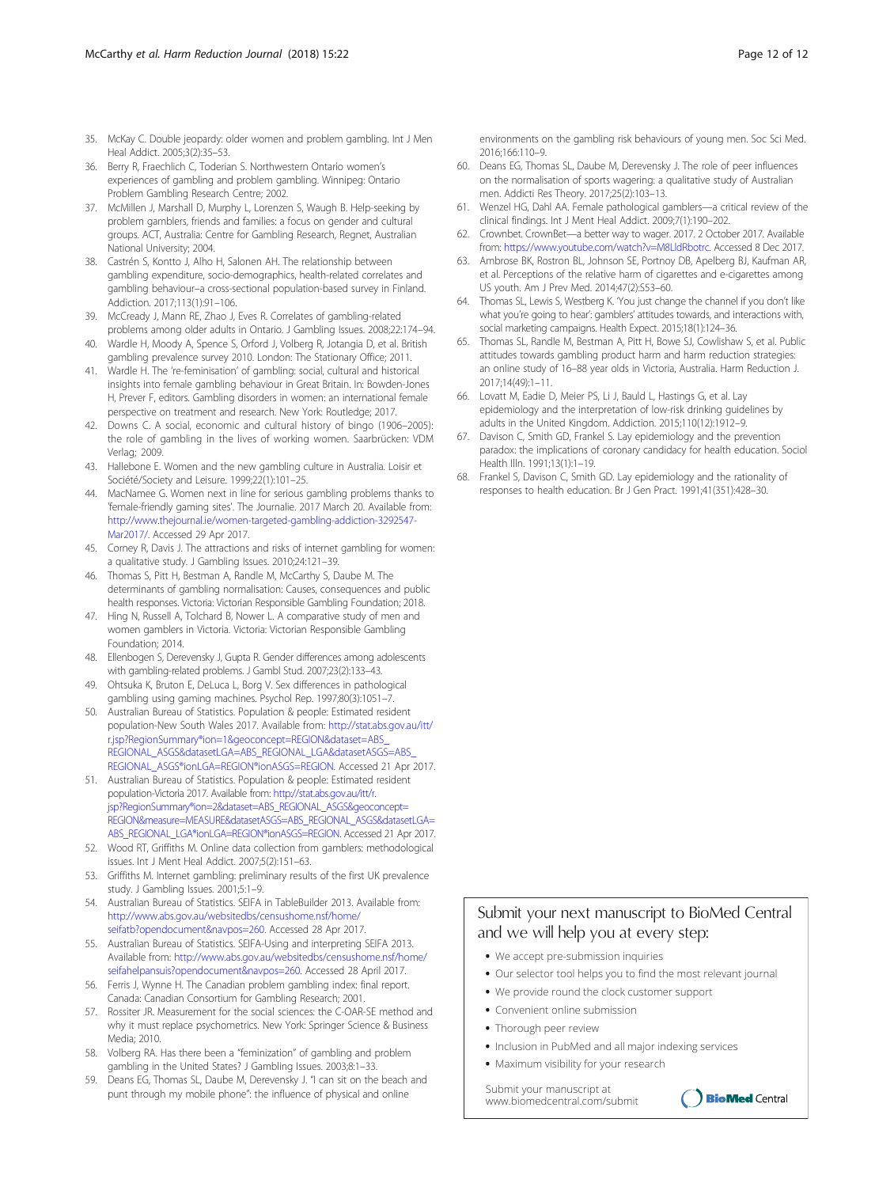35. McKay C. Double jeopardy: older women and problem gambling. Int J Men Heal Addict. 2005;3(2):35–53.
36. Berry R, Fraechlich C, Toderian S. Northwestern Ontario women's experiences of gambling and problem gambling. Winnipeg: Ontario Problem Gambling Research Centre; 2002.
37. McMillen J, Marshall D, Murphy L, Lorenzen S, Waugh B. Help-seeking by problem gamblers, friends and families: a focus on gender and cultural groups. ACT, Australia: Centre for Gambling Research, Regnet, Australian National University; 2004.
38. Castrén S, Kontto J, Alho H, Salonen AH. The relationship between gambling expenditure, socio-demographics, health-related correlates and gambling behaviour–a cross-sectional population-based survey in Finland. Addiction. 2017;113(1):91–106.
39. McCready J, Mann RE, Zhao J, Eves R. Correlates of gambling-related problems among older adults in Ontario. J Gambling Issues. 2008;22:174–94.
40. Wardle H, Moody A, Spence S, Orford J, Volberg R, Jotangia D, et al. British gambling prevalence survey 2010. London: The Stationary Office; 2011.
41. Wardle H. The 're-feminisation' of gambling: social, cultural and historical insights into female gambling behaviour in Great Britain. In: Bowden-Jones H, Prever F, editors. Gambling disorders in women: an international female perspective on treatment and research. New York: Routledge; 2017.
42. Downs C. A social, economic and cultural history of bingo (1906–2005): the role of gambling in the lives of working women. Saarbrücken: VDM Verlag; 2009.
43. Hallebone E. Women and the new gambling culture in Australia. Loisir et Société/Society and Leisure. 1999;22(1):101–25.
44. MacNamee G. Women next in line for serious gambling problems thanks to 'female-friendly gaming sites'. The Journalie. 2017 March 20. Available from: http://www.thejournal.ie/women-targeted-gambling-addiction-3292547-Mar2017/. Accessed 29 Apr 2017.
45. Corney R, Davis J. The attractions and risks of internet gambling for women: a qualitative study. J Gambling Issues. 2010;24:121–39.
46. Thomas S, Pitt H, Bestman A, Randle M, McCarthy S, Daube M. The determinants of gambling normalisation: Causes, consequences and public health responses. Victoria: Victorian Responsible Gambling Foundation; 2018.
47. Hing N, Russell A, Tolchard B, Nower L. A comparative study of men and women gamblers in Victoria. Victoria: Victorian Responsible Gambling Foundation; 2014.
48. Ellenbogen S, Derevensky J, Gupta R. Gender differences among adolescents with gambling-related problems. J Gambl Stud. 2007;23(2):133–43.
49. Ohtsuka K, Bruton E, DeLuca L, Borg V. Sex differences in pathological gambling using gaming machines. Psychol Rep. 1997;80(3):1051–7.
50. Australian Bureau of Statistics. Population & people: Estimated resident population-New South Wales 2017. Available from: http://stat.abs.gov.au/itt/r.jsp?RegionSummary®ion=1&geoconcept=REGION&dataset=ABS_REGIONAL_ASGS&datasetLGA=ABS_REGIONAL_LGA&datasetASGS=ABS_REGIONAL_ASGS®ionLGA=REGION®ionASGS=REGION. Accessed 21 Apr 2017.
51. Australian Bureau of Statistics. Population & people: Estimated resident population-Victoria 2017. Available from: http://stat.abs.gov.au/itt/r.jsp?RegionSummary®ion=2&dataset=ABS_REGIONAL_ASGS&geoconcept=REGION&measure=MEASURE&datasetASGS=ABS_REGIONAL_ASGS&datasetLGA=ABS_REGIONAL_LGA®ionLGA=REGION®ionASGS=REGION. Accessed 21 Apr 2017.
52. Wood RT, Griffiths M. Online data collection from gamblers: methodological issues. Int J Ment Heal Addict. 2007;5(2):151–63.
53. Griffiths M. Internet gambling: preliminary results of the first UK prevalence study. J Gambling Issues. 2001;5:1–9.
54. Australian Bureau of Statistics. SEIFA in TableBuilder 2013. Available from: http://www.abs.gov.au/websitedbs/censushome.nsf/home/seifatb?opendocument&navpos=260. Accessed 28 Apr 2017.
55. Australian Bureau of Statistics. SEIFA-Using and interpreting SEIFA 2013. Available from: http://www.abs.gov.au/websitedbs/censushome.nsf/home/seifahelpansuis?opendocument&navpos=260. Accessed 28 April 2017.
56. Ferris J, Wynne H. The Canadian problem gambling index: final report. Canada: Canadian Consortium for Gambling Research; 2001.
57. Rossiter JR. Measurement for the social sciences: the C-OAR-SE method and why it must replace psychometrics. New York: Springer Science & Business Media; 2010.
58. Volberg RA. Has there been a "feminization" of gambling and problem gambling in the United States? J Gambling Issues. 2003;8:1–33.
59. Deans EG, Thomas SL, Daube M, Derevensky J. "I can sit on the beach and punt through my mobile phone": the influence of physical and online environments on the gambling risk behaviours of young men. Soc Sci Med. 2016;166:110–9.
60. Deans EG, Thomas SL, Daube M, Derevensky J. The role of peer influences on the normalisation of sports wagering: a qualitative study of Australian men. Addicti Res Theory. 2017;25(2):103–13.
61. Wenzel HG, Dahl AA. Female pathological gamblers—a critical review of the clinical findings. Int J Ment Heal Addict. 2009;7(1):190–202.
62. Crownbet. CrownBet—a better way to wager. 2017. 2 October 2017. Available from: https://www.youtube.com/watch?v=M8LldRbotrc. Accessed 8 Dec 2017.
63. Ambrose BK, Rostron BL, Johnson SE, Portnoy DB, Apelberg BJ, Kaufman AR, et al. Perceptions of the relative harm of cigarettes and e-cigarettes among US youth. Am J Prev Med. 2014;47(2):S53–60.
64. Thomas SL, Lewis S, Westberg K. 'You just change the channel if you don't like what you're going to hear': gamblers' attitudes towards, and interactions with, social marketing campaigns. Health Expect. 2015;18(1):124–36.
65. Thomas SL, Randle M, Bestman A, Pitt H, Bowe SJ, Cowlishaw S, et al. Public attitudes towards gambling product harm and harm reduction strategies: an online study of 16–88 year olds in Victoria, Australia. Harm Reduction J. 2017;14(49):1–11.
66. Lovatt M, Eadie D, Meier PS, Li J, Bauld L, Hastings G, et al. Lay epidemiology and the interpretation of low-risk drinking guidelines by adults in the United Kingdom. Addiction. 2015;110(12):1912–9.
67. Davison C, Smith GD, Frankel S. Lay epidemiology and the prevention paradox: the implications of coronary candidacy for health education. Sociol Health Illn. 1991;13(1):1–19.
68. Frankel S, Davison C, Smith GD. Lay epidemiology and the rationality of responses to health education. Br J Gen Pract. 1991;41(351):428–30.

Submit your next manuscript to BioMed Central and we will help you at every step:

- We accept pre-submission inquiries
- Our selector tool helps you to find the most relevant journal
- We provide round the clock customer support
- Convenient online submission
- Thorough peer review
- Inclusion in PubMed and all major indexing services
- Maximum visibility for your research

Submit your manuscript at www.biomedcentral.com/submit

BioMed Central